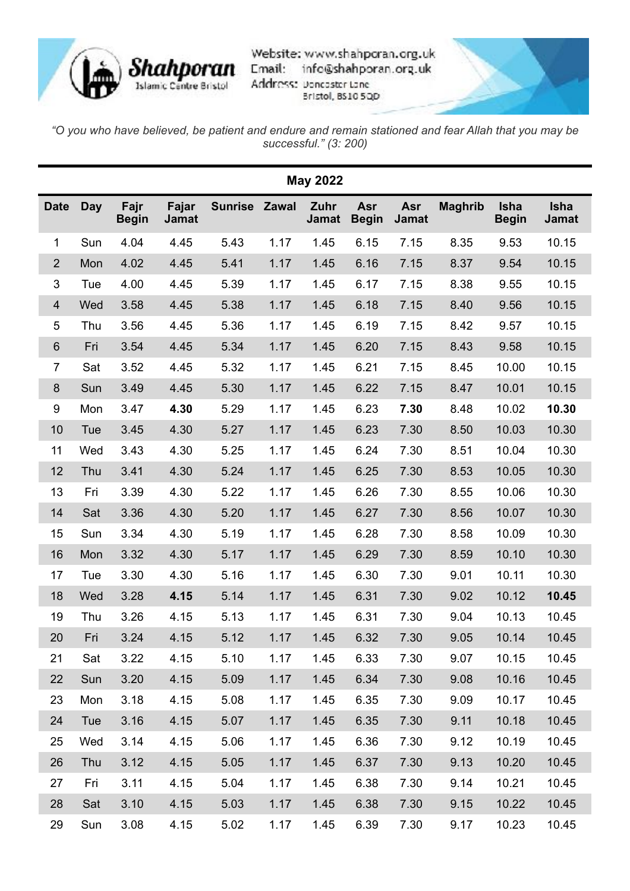**Shahporan** Islamic Centre Bristol

Website: www.shahporan.org.uk
Email: info@shahporan.org.uk
Address: Doncaster Lane
Bristol, BS10 5QD

*"O you who have believed, be patient and endure and remain stationed and fear Allah that you may be successful." (3: 200)*

## May 2022

| Date | Day | Fajr Begin | Fajar Jamat | Sunrise | Zawal | Zuhr Jamat | Asr Begin | Asr Jamat | Maghrib | Isha Begin | Isha Jamat |
|---|---|---|---|---|---|---|---|---|---|---|---|
| 1 | Sun | 4.04 | 4.45 | 5.43 | 1.17 | 1.45 | 6.15 | 7.15 | 8.35 | 9.53 | 10.15 |
| 2 | Mon | 4.02 | 4.45 | 5.41 | 1.17 | 1.45 | 6.16 | 7.15 | 8.37 | 9.54 | 10.15 |
| 3 | Tue | 4.00 | 4.45 | 5.39 | 1.17 | 1.45 | 6.17 | 7.15 | 8.38 | 9.55 | 10.15 |
| 4 | Wed | 3.58 | 4.45 | 5.38 | 1.17 | 1.45 | 6.18 | 7.15 | 8.40 | 9.56 | 10.15 |
| 5 | Thu | 3.56 | 4.45 | 5.36 | 1.17 | 1.45 | 6.19 | 7.15 | 8.42 | 9.57 | 10.15 |
| 6 | Fri | 3.54 | 4.45 | 5.34 | 1.17 | 1.45 | 6.20 | 7.15 | 8.43 | 9.58 | 10.15 |
| 7 | Sat | 3.52 | 4.45 | 5.32 | 1.17 | 1.45 | 6.21 | 7.15 | 8.45 | 10.00 | 10.15 |
| 8 | Sun | 3.49 | 4.45 | 5.30 | 1.17 | 1.45 | 6.22 | 7.15 | 8.47 | 10.01 | 10.15 |
| 9 | Mon | 3.47 | **4.30** | 5.29 | 1.17 | 1.45 | 6.23 | **7.30** | 8.48 | 10.02 | **10.30** |
| 10 | Tue | 3.45 | 4.30 | 5.27 | 1.17 | 1.45 | 6.23 | 7.30 | 8.50 | 10.03 | 10.30 |
| 11 | Wed | 3.43 | 4.30 | 5.25 | 1.17 | 1.45 | 6.24 | 7.30 | 8.51 | 10.04 | 10.30 |
| 12 | Thu | 3.41 | 4.30 | 5.24 | 1.17 | 1.45 | 6.25 | 7.30 | 8.53 | 10.05 | 10.30 |
| 13 | Fri | 3.39 | 4.30 | 5.22 | 1.17 | 1.45 | 6.26 | 7.30 | 8.55 | 10.06 | 10.30 |
| 14 | Sat | 3.36 | 4.30 | 5.20 | 1.17 | 1.45 | 6.27 | 7.30 | 8.56 | 10.07 | 10.30 |
| 15 | Sun | 3.34 | 4.30 | 5.19 | 1.17 | 1.45 | 6.28 | 7.30 | 8.58 | 10.09 | 10.30 |
| 16 | Mon | 3.32 | 4.30 | 5.17 | 1.17 | 1.45 | 6.29 | 7.30 | 8.59 | 10.10 | 10.30 |
| 17 | Tue | 3.30 | 4.30 | 5.16 | 1.17 | 1.45 | 6.30 | 7.30 | 9.01 | 10.11 | 10.30 |
| 18 | Wed | 3.28 | **4.15** | 5.14 | 1.17 | 1.45 | 6.31 | 7.30 | 9.02 | 10.12 | **10.45** |
| 19 | Thu | 3.26 | 4.15 | 5.13 | 1.17 | 1.45 | 6.31 | 7.30 | 9.04 | 10.13 | 10.45 |
| 20 | Fri | 3.24 | 4.15 | 5.12 | 1.17 | 1.45 | 6.32 | 7.30 | 9.05 | 10.14 | 10.45 |
| 21 | Sat | 3.22 | 4.15 | 5.10 | 1.17 | 1.45 | 6.33 | 7.30 | 9.07 | 10.15 | 10.45 |
| 22 | Sun | 3.20 | 4.15 | 5.09 | 1.17 | 1.45 | 6.34 | 7.30 | 9.08 | 10.16 | 10.45 |
| 23 | Mon | 3.18 | 4.15 | 5.08 | 1.17 | 1.45 | 6.35 | 7.30 | 9.09 | 10.17 | 10.45 |
| 24 | Tue | 3.16 | 4.15 | 5.07 | 1.17 | 1.45 | 6.35 | 7.30 | 9.11 | 10.18 | 10.45 |
| 25 | Wed | 3.14 | 4.15 | 5.06 | 1.17 | 1.45 | 6.36 | 7.30 | 9.12 | 10.19 | 10.45 |
| 26 | Thu | 3.12 | 4.15 | 5.05 | 1.17 | 1.45 | 6.37 | 7.30 | 9.13 | 10.20 | 10.45 |
| 27 | Fri | 3.11 | 4.15 | 5.04 | 1.17 | 1.45 | 6.38 | 7.30 | 9.14 | 10.21 | 10.45 |
| 28 | Sat | 3.10 | 4.15 | 5.03 | 1.17 | 1.45 | 6.38 | 7.30 | 9.15 | 10.22 | 10.45 |
| 29 | Sun | 3.08 | 4.15 | 5.02 | 1.17 | 1.45 | 6.39 | 7.30 | 9.17 | 10.23 | 10.45 |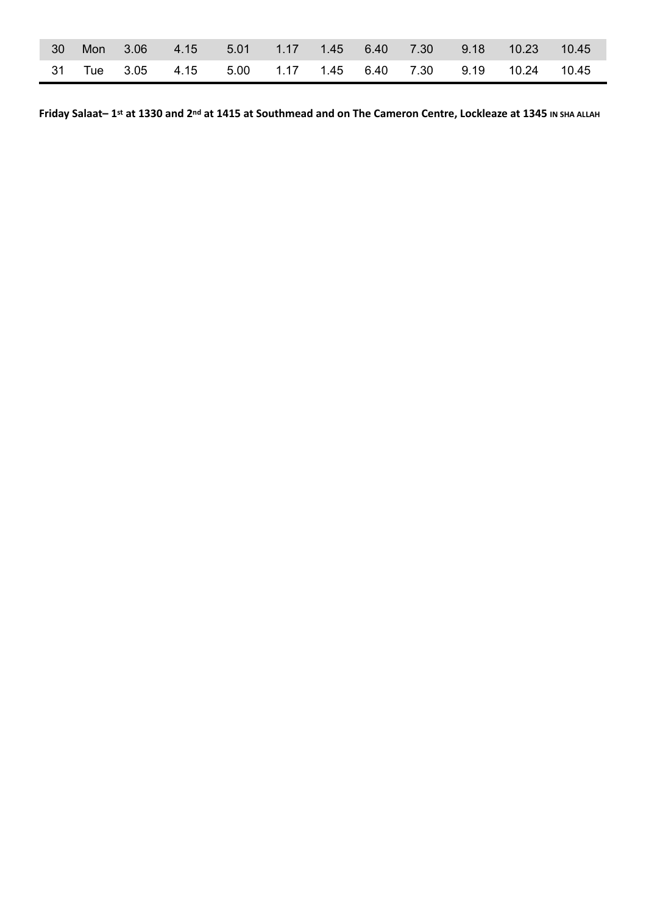| | | | | | | | | | | | |
|---|---|---|---|---|---|---|---|---|---|---|---|
| 30 | Mon | 3.06 | 4.15 | 5.01 | 1.17 | 1.45 | 6.40 | 7.30 | 9.18 | 10.23 | 10.45 |
| 31 | Tue | 3.05 | 4.15 | 5.00 | 1.17 | 1.45 | 6.40 | 7.30 | 9.19 | 10.24 | 10.45 |

**Friday Salaat– 1st at 1330 and 2nd at 1415 at Southmead and on The Cameron Centre, Lockleaze at 1345 IN SHA ALLAH**